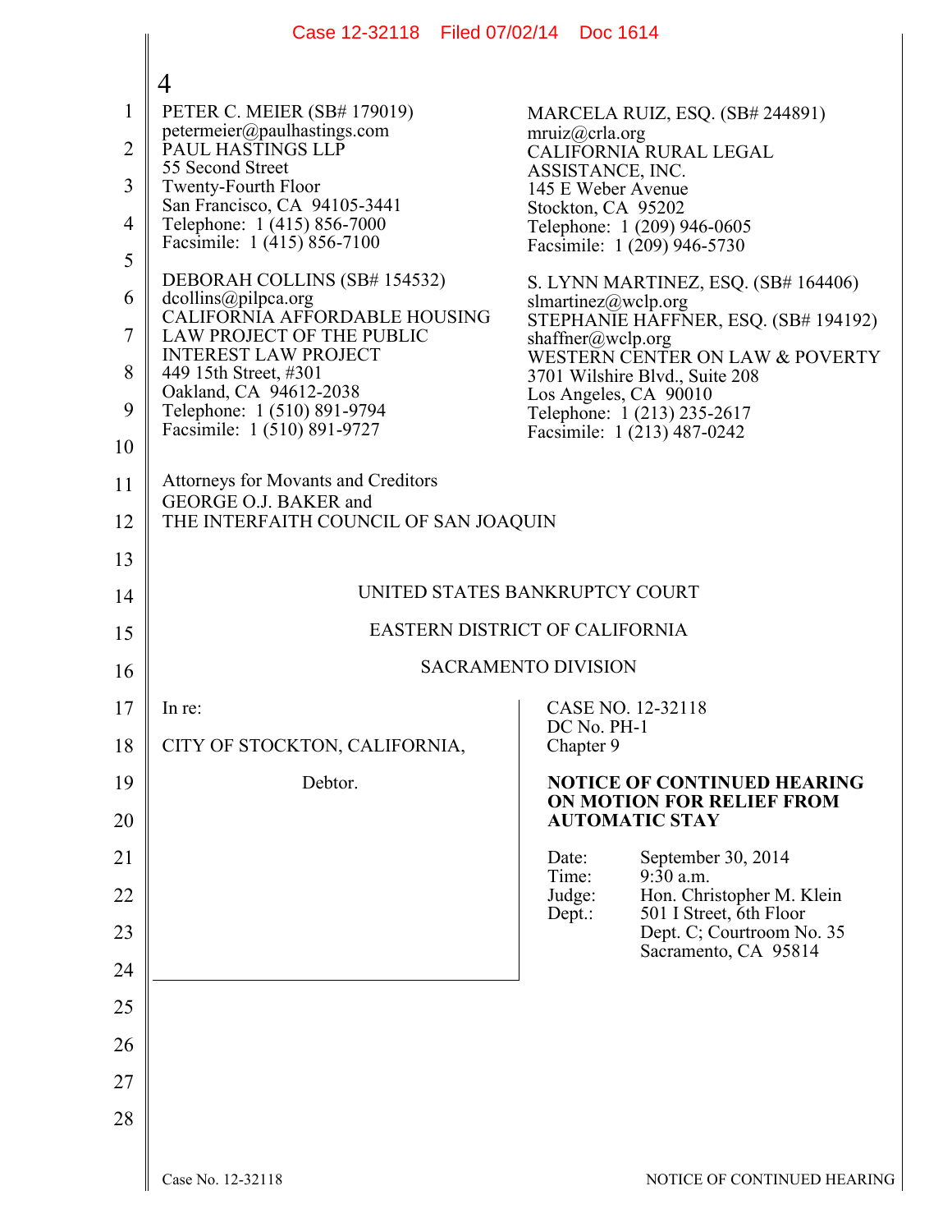PETER C. MEIER (SB# 179019)
petermeier@paulhastings.com
PAUL HASTINGS LLP
55 Second Street
Twenty-Fourth Floor
San Francisco, CA 94105-3441
Telephone: 1 (415) 856-7000
Facsimile: 1 (415) 856-7100

DEBORAH COLLINS (SB# 154532)
dcollins@pilpca.org
CALIFORNIA AFFORDABLE HOUSING LAW PROJECT OF THE PUBLIC INTEREST LAW PROJECT
449 15th Street, #301
Oakland, CA 94612-2038
Telephone: 1 (510) 891-9794
Facsimile: 1 (510) 891-9727

MARCELA RUIZ, ESQ. (SB# 244891)
mruiz@crla.org
CALIFORNIA RURAL LEGAL ASSISTANCE, INC.
145 E Weber Avenue
Stockton, CA 95202
Telephone: 1 (209) 946-0605
Facsimile: 1 (209) 946-5730

S. LYNN MARTINEZ, ESQ. (SB# 164406)
slmartinez@wclp.org
STEPHANIE HAFFNER, ESQ. (SB# 194192)
shaffner@wclp.org
WESTERN CENTER ON LAW & POVERTY
3701 Wilshire Blvd., Suite 208
Los Angeles, CA 90010
Telephone: 1 (213) 235-2617
Facsimile: 1 (213) 487-0242

Attorneys for Movants and Creditors
GEORGE O.J. BAKER and
THE INTERFAITH COUNCIL OF SAN JOAQUIN

UNITED STATES BANKRUPTCY COURT

EASTERN DISTRICT OF CALIFORNIA

SACRAMENTO DIVISION

In re:

CITY OF STOCKTON, CALIFORNIA,

Debtor.

CASE NO. 12-32118
DC No. PH-1
Chapter 9

**NOTICE OF CONTINUED HEARING ON MOTION FOR RELIEF FROM AUTOMATIC STAY**

Date: September 30, 2014
Time: 9:30 a.m.
Judge: Hon. Christopher M. Klein
Dept.: 501 I Street, 6th Floor
Dept. C; Courtroom No. 35
Sacramento, CA 95814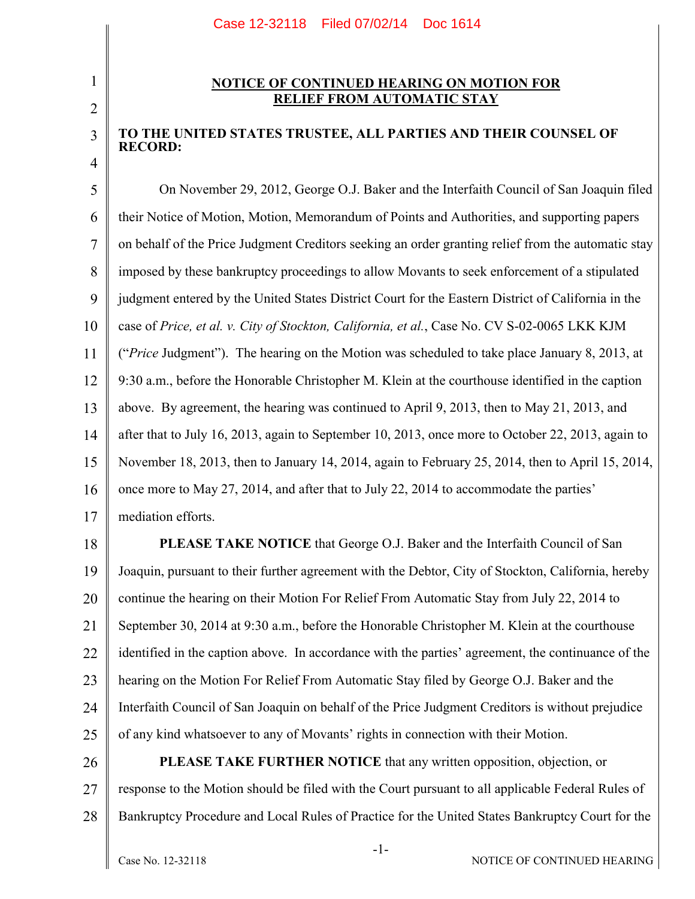**NOTICE OF CONTINUED HEARING ON MOTION FOR RELIEF FROM AUTOMATIC STAY**

**TO THE UNITED STATES TRUSTEE, ALL PARTIES AND THEIR COUNSEL OF RECORD:**

On November 29, 2012, George O.J. Baker and the Interfaith Council of San Joaquin filed their Notice of Motion, Motion, Memorandum of Points and Authorities, and supporting papers on behalf of the Price Judgment Creditors seeking an order granting relief from the automatic stay imposed by these bankruptcy proceedings to allow Movants to seek enforcement of a stipulated judgment entered by the United States District Court for the Eastern District of California in the case of *Price, et al. v. City of Stockton, California, et al.*, Case No. CV S-02-0065 LKK KJM ("*Price* Judgment"). The hearing on the Motion was scheduled to take place January 8, 2013, at 9:30 a.m., before the Honorable Christopher M. Klein at the courthouse identified in the caption above. By agreement, the hearing was continued to April 9, 2013, then to May 21, 2013, and after that to July 16, 2013, again to September 10, 2013, once more to October 22, 2013, again to November 18, 2013, then to January 14, 2014, again to February 25, 2014, then to April 15, 2014, once more to May 27, 2014, and after that to July 22, 2014 to accommodate the parties' mediation efforts.

**PLEASE TAKE NOTICE** that George O.J. Baker and the Interfaith Council of San Joaquin, pursuant to their further agreement with the Debtor, City of Stockton, California, hereby continue the hearing on their Motion For Relief From Automatic Stay from July 22, 2014 to September 30, 2014 at 9:30 a.m., before the Honorable Christopher M. Klein at the courthouse identified in the caption above. In accordance with the parties' agreement, the continuance of the hearing on the Motion For Relief From Automatic Stay filed by George O.J. Baker and the Interfaith Council of San Joaquin on behalf of the Price Judgment Creditors is without prejudice of any kind whatsoever to any of Movants' rights in connection with their Motion.

**PLEASE TAKE FURTHER NOTICE** that any written opposition, objection, or response to the Motion should be filed with the Court pursuant to all applicable Federal Rules of Bankruptcy Procedure and Local Rules of Practice for the United States Bankruptcy Court for the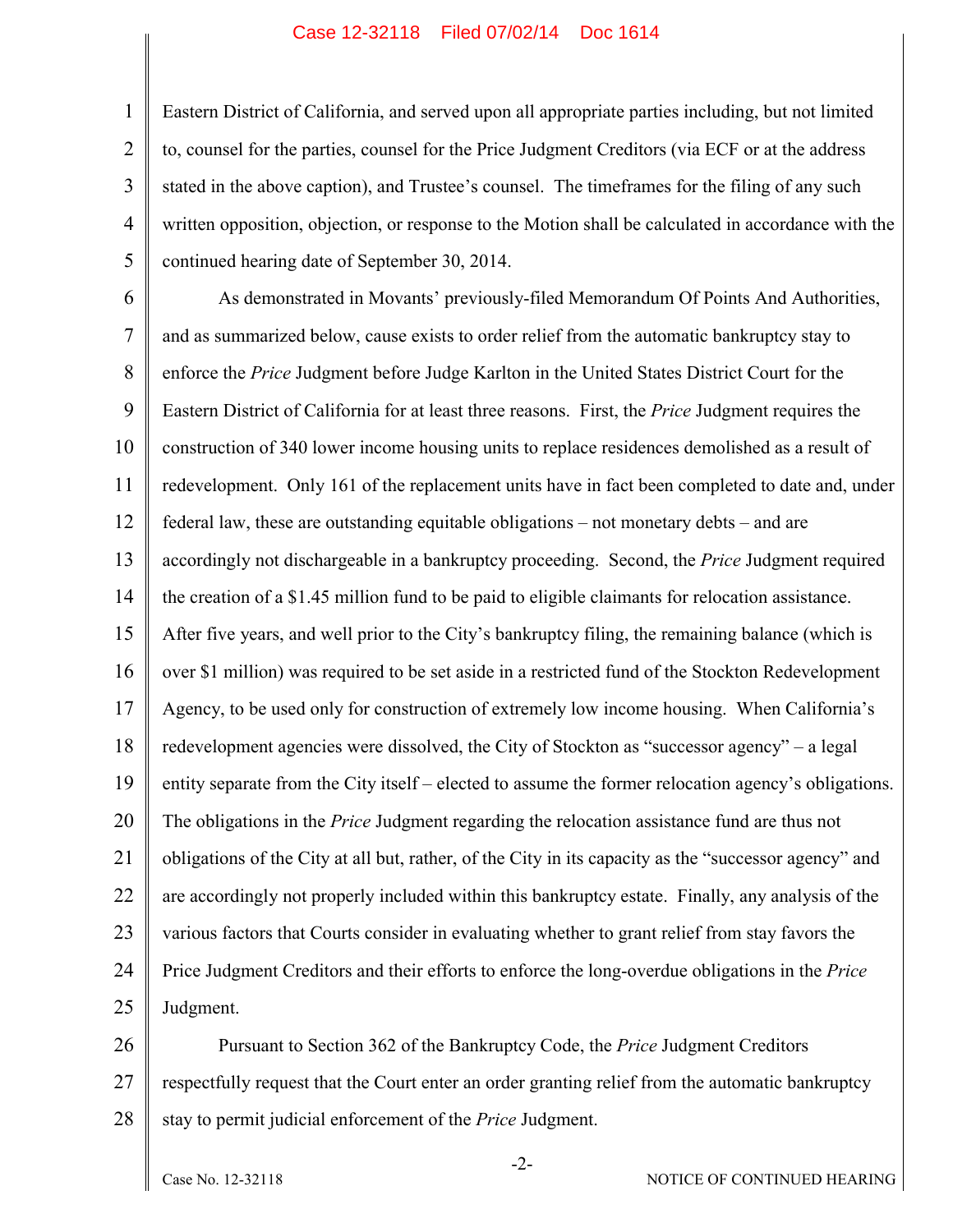Eastern District of California, and served upon all appropriate parties including, but not limited to, counsel for the parties, counsel for the Price Judgment Creditors (via ECF or at the address stated in the above caption), and Trustee's counsel. The timeframes for the filing of any such written opposition, objection, or response to the Motion shall be calculated in accordance with the continued hearing date of September 30, 2014.

As demonstrated in Movants' previously-filed Memorandum Of Points And Authorities, and as summarized below, cause exists to order relief from the automatic bankruptcy stay to enforce the *Price* Judgment before Judge Karlton in the United States District Court for the Eastern District of California for at least three reasons. First, the *Price* Judgment requires the construction of 340 lower income housing units to replace residences demolished as a result of redevelopment. Only 161 of the replacement units have in fact been completed to date and, under federal law, these are outstanding equitable obligations – not monetary debts – and are accordingly not dischargeable in a bankruptcy proceeding. Second, the *Price* Judgment required the creation of a $1.45 million fund to be paid to eligible claimants for relocation assistance. After five years, and well prior to the City's bankruptcy filing, the remaining balance (which is over $1 million) was required to be set aside in a restricted fund of the Stockton Redevelopment Agency, to be used only for construction of extremely low income housing. When California's redevelopment agencies were dissolved, the City of Stockton as "successor agency" – a legal entity separate from the City itself – elected to assume the former relocation agency's obligations. The obligations in the *Price* Judgment regarding the relocation assistance fund are thus not obligations of the City at all but, rather, of the City in its capacity as the "successor agency" and are accordingly not properly included within this bankruptcy estate. Finally, any analysis of the various factors that Courts consider in evaluating whether to grant relief from stay favors the Price Judgment Creditors and their efforts to enforce the long-overdue obligations in the *Price* Judgment.

Pursuant to Section 362 of the Bankruptcy Code, the *Price* Judgment Creditors respectfully request that the Court enter an order granting relief from the automatic bankruptcy stay to permit judicial enforcement of the *Price* Judgment.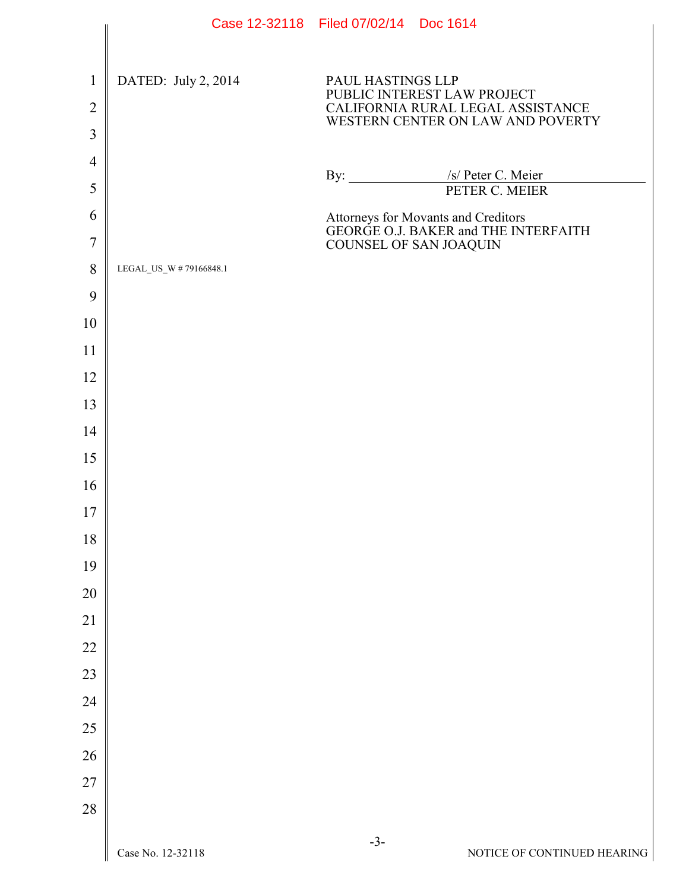DATED: July 2, 2014

PAUL HASTINGS LLP
PUBLIC INTEREST LAW PROJECT
CALIFORNIA RURAL LEGAL ASSISTANCE
WESTERN CENTER ON LAW AND POVERTY

By: /s/ Peter C. Meier
PETER C. MEIER

Attorneys for Movants and Creditors
GEORGE O.J. BAKER and THE INTERFAITH COUNSEL OF SAN JOAQUIN

LEGAL_US_W # 79166848.1